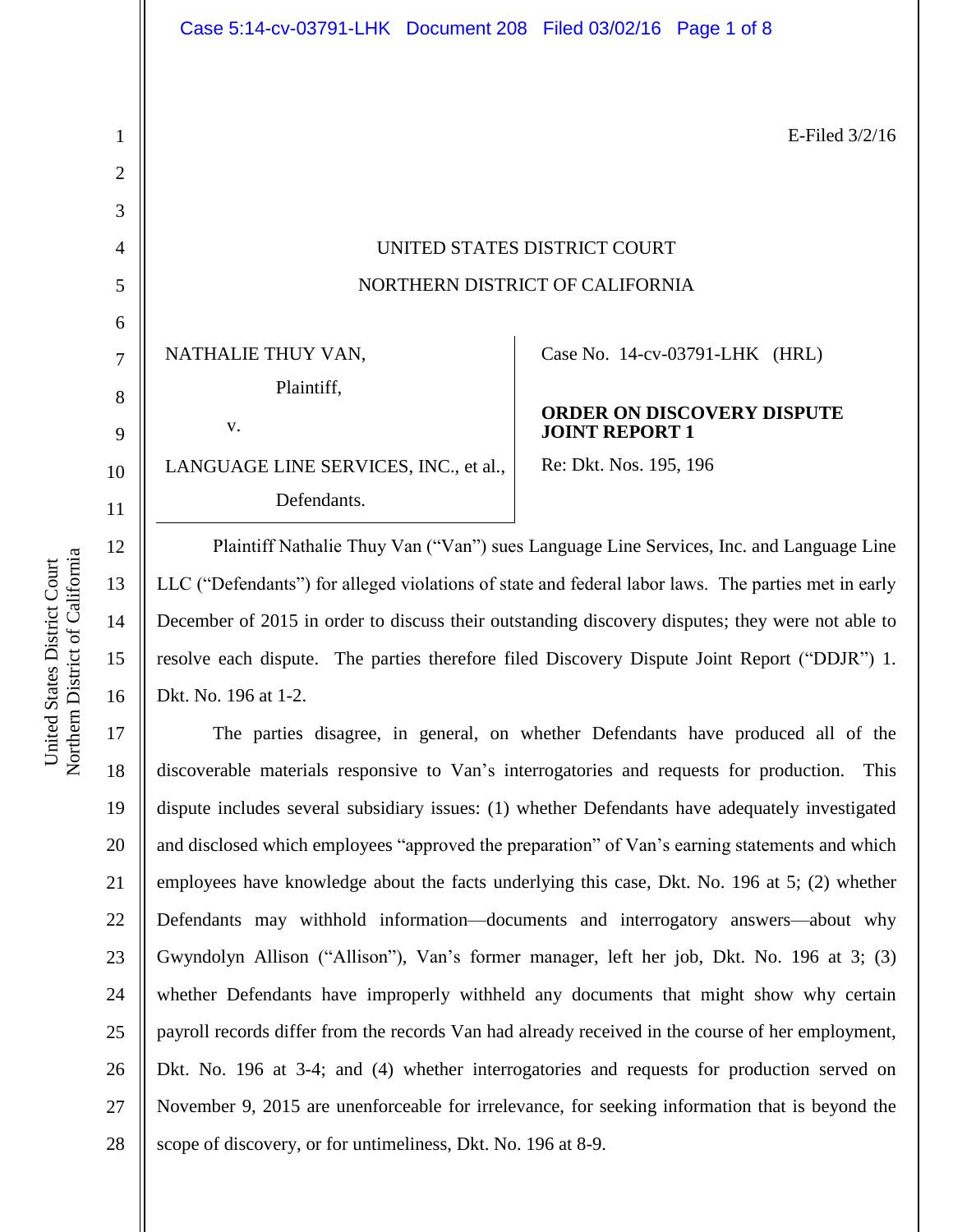E-Filed 3/2/16

UNITED STATES DISTRICT COURT

NORTHERN DISTRICT OF CALIFORNIA

NATHALIE THUY VAN,

Plaintiff,

v.

LANGUAGE LINE SERVICES, INC., et al.,

Defendants.

Case No. 14-cv-03791-LHK (HRL)

**ORDER ON DISCOVERY DISPUTE JOINT REPORT 1**

Re: Dkt. Nos. 195, 196

Plaintiff Nathalie Thuy Van ("Van") sues Language Line Services, Inc. and Language Line LLC ("Defendants") for alleged violations of state and federal labor laws. The parties met in early December of 2015 in order to discuss their outstanding discovery disputes; they were not able to resolve each dispute. The parties therefore filed Discovery Dispute Joint Report ("DDJR") 1. Dkt. No. 196 at 1-2.

The parties disagree, in general, on whether Defendants have produced all of the discoverable materials responsive to Van's interrogatories and requests for production. This dispute includes several subsidiary issues: (1) whether Defendants have adequately investigated and disclosed which employees "approved the preparation" of Van's earning statements and which employees have knowledge about the facts underlying this case, Dkt. No. 196 at 5; (2) whether Defendants may withhold information—documents and interrogatory answers—about why Gwyndolyn Allison ("Allison"), Van's former manager, left her job, Dkt. No. 196 at 3; (3) whether Defendants have improperly withheld any documents that might show why certain payroll records differ from the records Van had already received in the course of her employment, Dkt. No. 196 at 3-4; and (4) whether interrogatories and requests for production served on November 9, 2015 are unenforceable for irrelevance, for seeking information that is beyond the scope of discovery, or for untimeliness, Dkt. No. 196 at 8-9.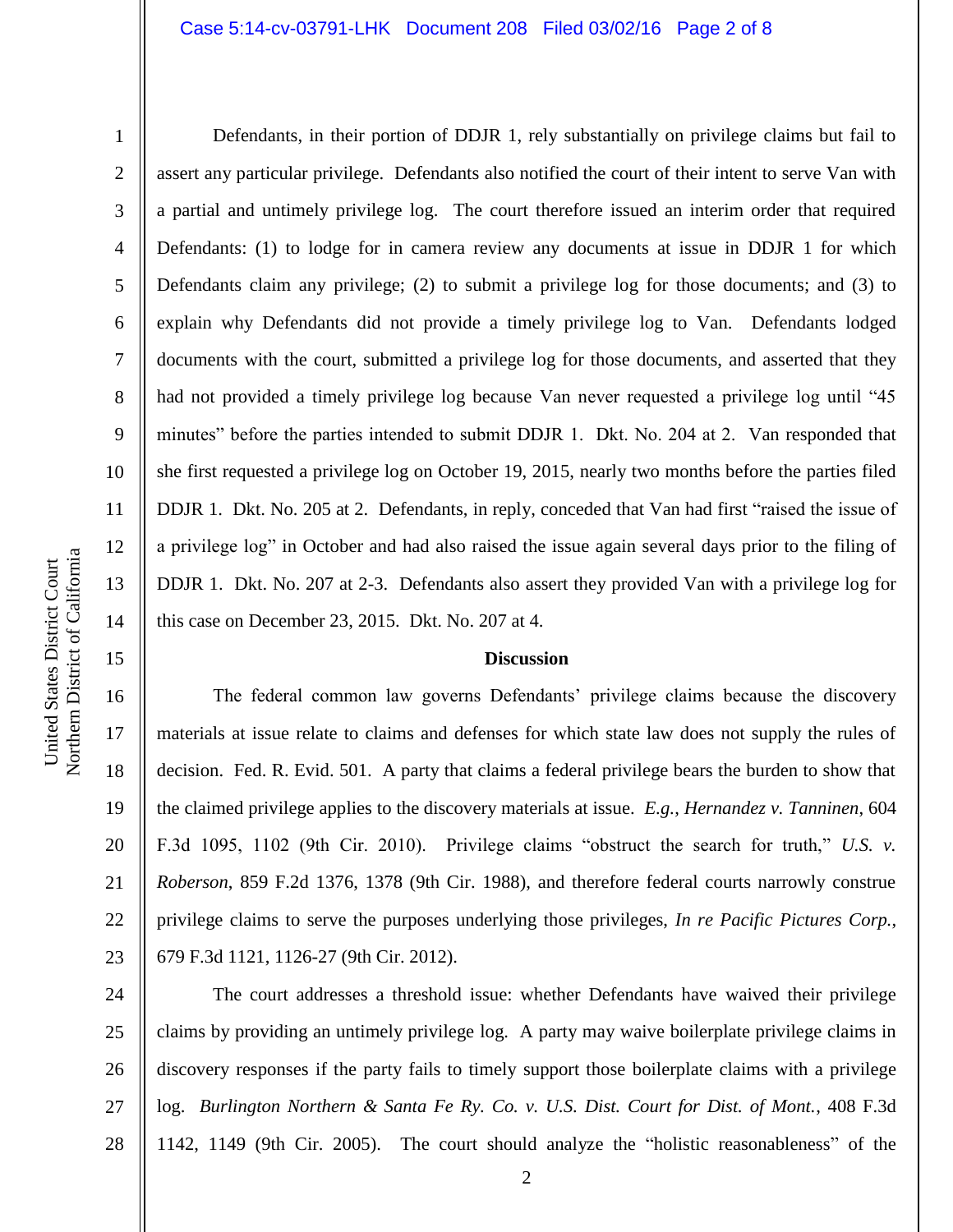Defendants, in their portion of DDJR 1, rely substantially on privilege claims but fail to assert any particular privilege. Defendants also notified the court of their intent to serve Van with a partial and untimely privilege log. The court therefore issued an interim order that required Defendants: (1) to lodge for in camera review any documents at issue in DDJR 1 for which Defendants claim any privilege; (2) to submit a privilege log for those documents; and (3) to explain why Defendants did not provide a timely privilege log to Van. Defendants lodged documents with the court, submitted a privilege log for those documents, and asserted that they had not provided a timely privilege log because Van never requested a privilege log until "45 minutes" before the parties intended to submit DDJR 1. Dkt. No. 204 at 2. Van responded that she first requested a privilege log on October 19, 2015, nearly two months before the parties filed DDJR 1. Dkt. No. 205 at 2. Defendants, in reply, conceded that Van had first "raised the issue of a privilege log" in October and had also raised the issue again several days prior to the filing of DDJR 1. Dkt. No. 207 at 2-3. Defendants also assert they provided Van with a privilege log for this case on December 23, 2015. Dkt. No. 207 at 4.

**Discussion**

The federal common law governs Defendants' privilege claims because the discovery materials at issue relate to claims and defenses for which state law does not supply the rules of decision. Fed. R. Evid. 501. A party that claims a federal privilege bears the burden to show that the claimed privilege applies to the discovery materials at issue. *E.g.*, *Hernandez v. Tanninen*, 604 F.3d 1095, 1102 (9th Cir. 2010). Privilege claims "obstruct the search for truth," *U.S. v. Roberson*, 859 F.2d 1376, 1378 (9th Cir. 1988), and therefore federal courts narrowly construe privilege claims to serve the purposes underlying those privileges, *In re Pacific Pictures Corp.*, 679 F.3d 1121, 1126-27 (9th Cir. 2012).

The court addresses a threshold issue: whether Defendants have waived their privilege claims by providing an untimely privilege log. A party may waive boilerplate privilege claims in discovery responses if the party fails to timely support those boilerplate claims with a privilege log. *Burlington Northern & Santa Fe Ry. Co. v. U.S. Dist. Court for Dist. of Mont.*, 408 F.3d 1142, 1149 (9th Cir. 2005). The court should analyze the "holistic reasonableness" of the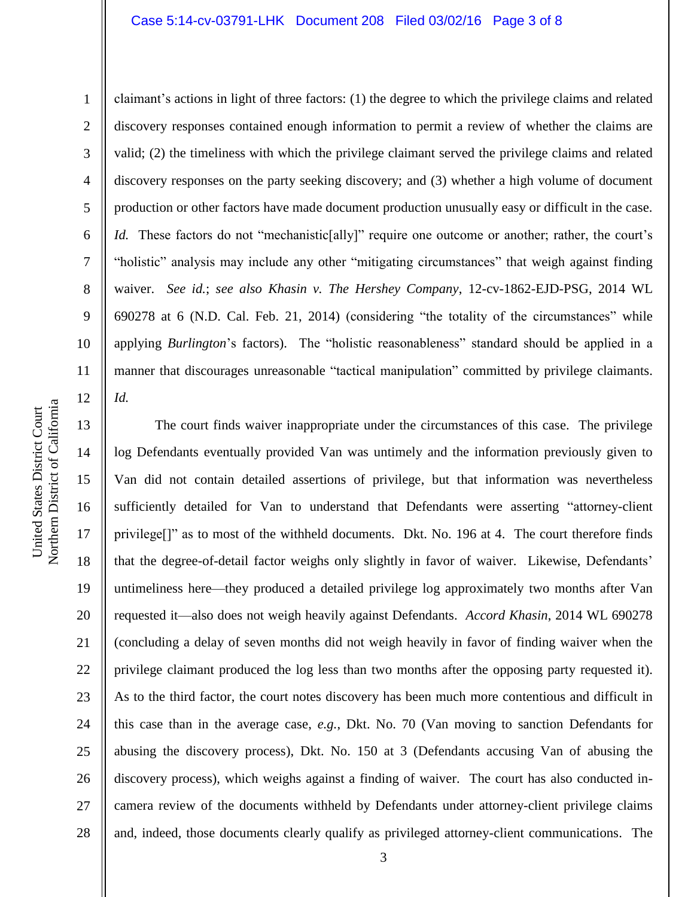claimant's actions in light of three factors: (1) the degree to which the privilege claims and related discovery responses contained enough information to permit a review of whether the claims are valid; (2) the timeliness with which the privilege claimant served the privilege claims and related discovery responses on the party seeking discovery; and (3) whether a high volume of document production or other factors have made document production unusually easy or difficult in the case. *Id.* These factors do not "mechanistic[ally]" require one outcome or another; rather, the court's "holistic" analysis may include any other "mitigating circumstances" that weigh against finding waiver. *See id.*; *see also Khasin v. The Hershey Company*, 12-cv-1862-EJD-PSG, 2014 WL 690278 at 6 (N.D. Cal. Feb. 21, 2014) (considering "the totality of the circumstances" while applying *Burlington*'s factors). The "holistic reasonableness" standard should be applied in a manner that discourages unreasonable "tactical manipulation" committed by privilege claimants. *Id.*

The court finds waiver inappropriate under the circumstances of this case. The privilege log Defendants eventually provided Van was untimely and the information previously given to Van did not contain detailed assertions of privilege, but that information was nevertheless sufficiently detailed for Van to understand that Defendants were asserting "attorney-client privilege[]" as to most of the withheld documents. Dkt. No. 196 at 4. The court therefore finds that the degree-of-detail factor weighs only slightly in favor of waiver. Likewise, Defendants' untimeliness here—they produced a detailed privilege log approximately two months after Van requested it—also does not weigh heavily against Defendants. *Accord Khasin*, 2014 WL 690278 (concluding a delay of seven months did not weigh heavily in favor of finding waiver when the privilege claimant produced the log less than two months after the opposing party requested it). As to the third factor, the court notes discovery has been much more contentious and difficult in this case than in the average case, *e.g.*, Dkt. No. 70 (Van moving to sanction Defendants for abusing the discovery process), Dkt. No. 150 at 3 (Defendants accusing Van of abusing the discovery process), which weighs against a finding of waiver. The court has also conducted in-camera review of the documents withheld by Defendants under attorney-client privilege claims and, indeed, those documents clearly qualify as privileged attorney-client communications. The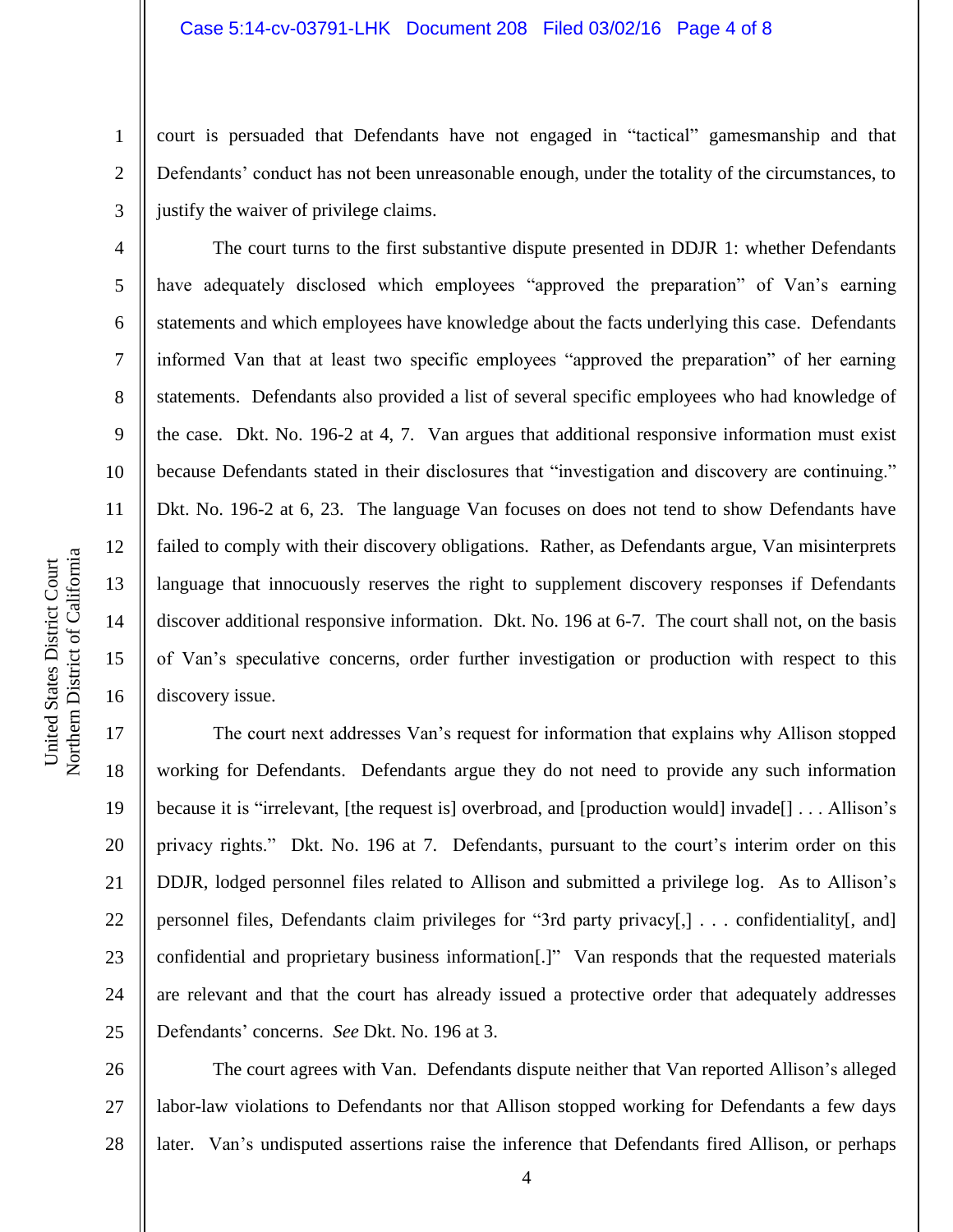court is persuaded that Defendants have not engaged in "tactical" gamesmanship and that Defendants' conduct has not been unreasonable enough, under the totality of the circumstances, to justify the waiver of privilege claims.

The court turns to the first substantive dispute presented in DDJR 1: whether Defendants have adequately disclosed which employees "approved the preparation" of Van's earning statements and which employees have knowledge about the facts underlying this case. Defendants informed Van that at least two specific employees "approved the preparation" of her earning statements. Defendants also provided a list of several specific employees who had knowledge of the case. Dkt. No. 196-2 at 4, 7. Van argues that additional responsive information must exist because Defendants stated in their disclosures that "investigation and discovery are continuing." Dkt. No. 196-2 at 6, 23. The language Van focuses on does not tend to show Defendants have failed to comply with their discovery obligations. Rather, as Defendants argue, Van misinterprets language that innocuously reserves the right to supplement discovery responses if Defendants discover additional responsive information. Dkt. No. 196 at 6-7. The court shall not, on the basis of Van's speculative concerns, order further investigation or production with respect to this discovery issue.

The court next addresses Van's request for information that explains why Allison stopped working for Defendants. Defendants argue they do not need to provide any such information because it is "irrelevant, [the request is] overbroad, and [production would] invade[] . . . Allison's privacy rights." Dkt. No. 196 at 7. Defendants, pursuant to the court's interim order on this DDJR, lodged personnel files related to Allison and submitted a privilege log. As to Allison's personnel files, Defendants claim privileges for "3rd party privacy[,] . . . confidentiality[, and] confidential and proprietary business information[.]" Van responds that the requested materials are relevant and that the court has already issued a protective order that adequately addresses Defendants' concerns. *See* Dkt. No. 196 at 3.

The court agrees with Van. Defendants dispute neither that Van reported Allison's alleged labor-law violations to Defendants nor that Allison stopped working for Defendants a few days later. Van's undisputed assertions raise the inference that Defendants fired Allison, or perhaps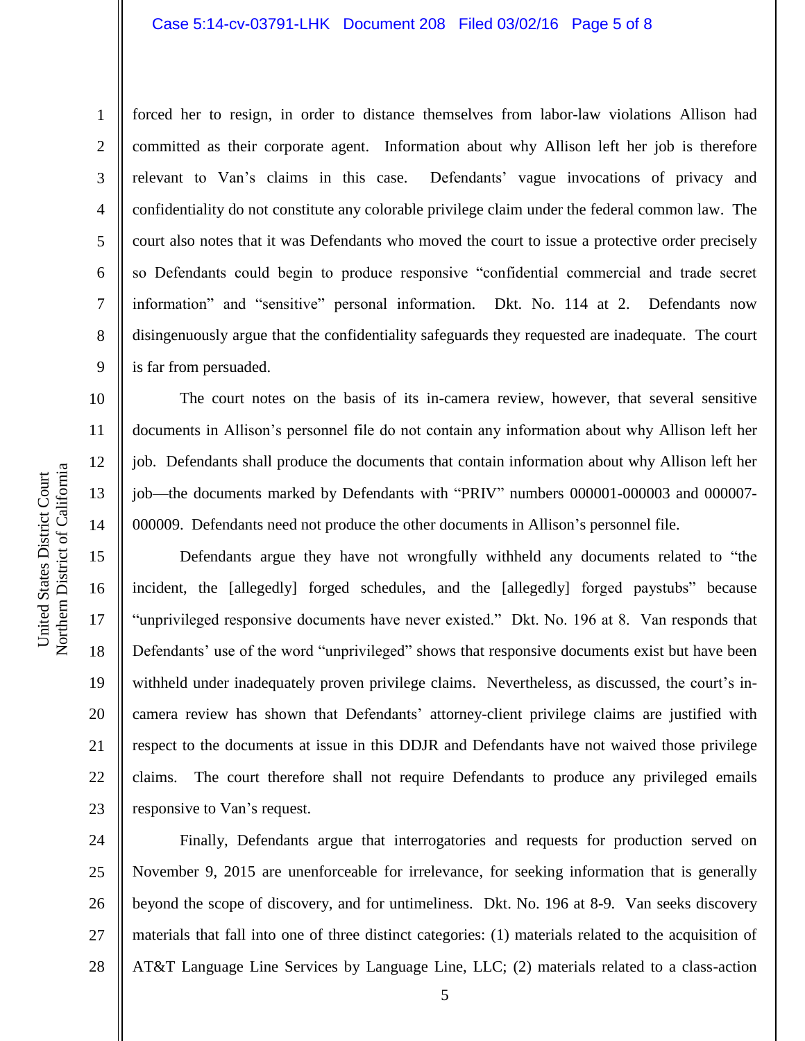forced her to resign, in order to distance themselves from labor-law violations Allison had committed as their corporate agent. Information about why Allison left her job is therefore relevant to Van's claims in this case. Defendants' vague invocations of privacy and confidentiality do not constitute any colorable privilege claim under the federal common law. The court also notes that it was Defendants who moved the court to issue a protective order precisely so Defendants could begin to produce responsive "confidential commercial and trade secret information" and "sensitive" personal information. Dkt. No. 114 at 2. Defendants now disingenuously argue that the confidentiality safeguards they requested are inadequate. The court is far from persuaded.

The court notes on the basis of its in-camera review, however, that several sensitive documents in Allison's personnel file do not contain any information about why Allison left her job. Defendants shall produce the documents that contain information about why Allison left her job—the documents marked by Defendants with "PRIV" numbers 000001-000003 and 000007-000009. Defendants need not produce the other documents in Allison's personnel file.

Defendants argue they have not wrongfully withheld any documents related to "the incident, the [allegedly] forged schedules, and the [allegedly] forged paystubs" because "unprivileged responsive documents have never existed." Dkt. No. 196 at 8. Van responds that Defendants' use of the word "unprivileged" shows that responsive documents exist but have been withheld under inadequately proven privilege claims. Nevertheless, as discussed, the court's in-camera review has shown that Defendants' attorney-client privilege claims are justified with respect to the documents at issue in this DDJR and Defendants have not waived those privilege claims. The court therefore shall not require Defendants to produce any privileged emails responsive to Van's request.

Finally, Defendants argue that interrogatories and requests for production served on November 9, 2015 are unenforceable for irrelevance, for seeking information that is generally beyond the scope of discovery, and for untimeliness. Dkt. No. 196 at 8-9. Van seeks discovery materials that fall into one of three distinct categories: (1) materials related to the acquisition of AT&T Language Line Services by Language Line, LLC; (2) materials related to a class-action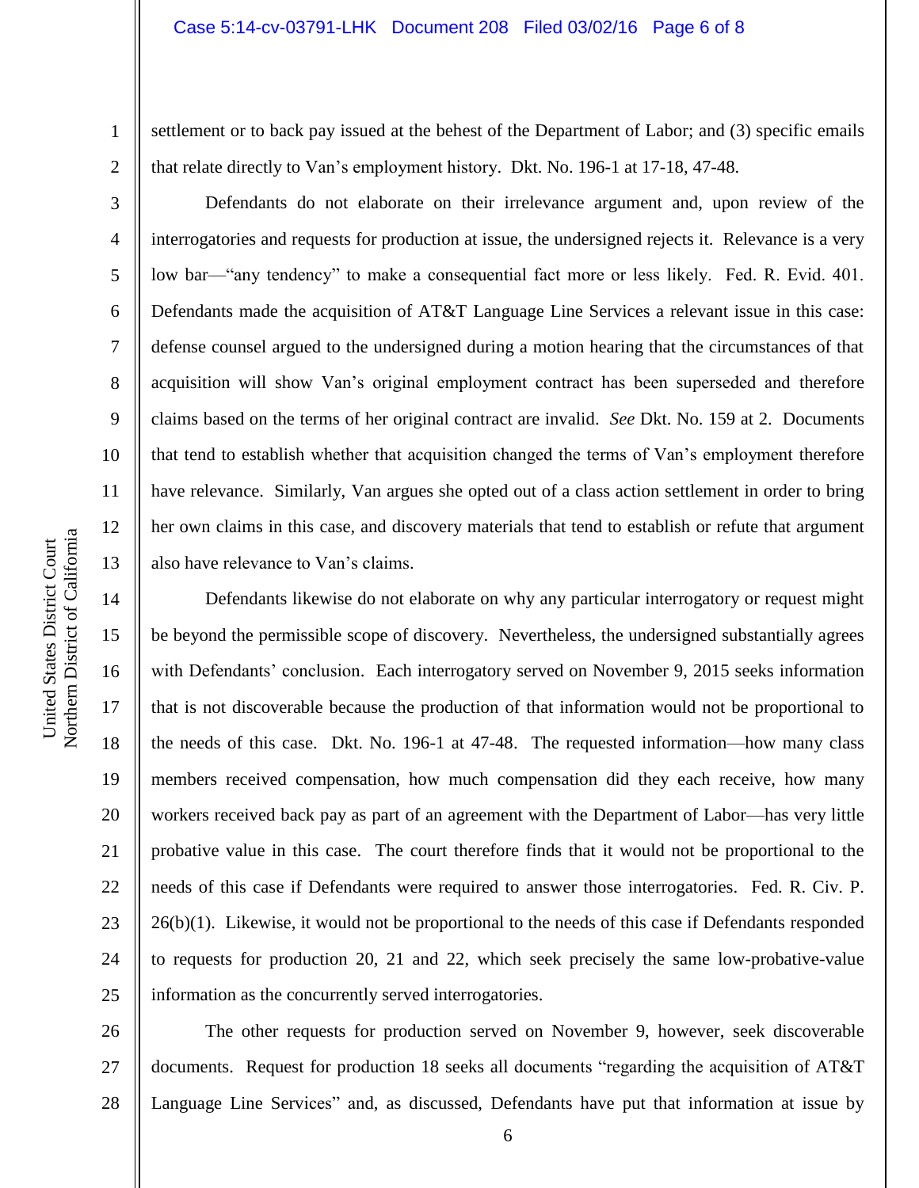settlement or to back pay issued at the behest of the Department of Labor; and (3) specific emails that relate directly to Van's employment history. Dkt. No. 196-1 at 17-18, 47-48.

Defendants do not elaborate on their irrelevance argument and, upon review of the interrogatories and requests for production at issue, the undersigned rejects it. Relevance is a very low bar—"any tendency" to make a consequential fact more or less likely. Fed. R. Evid. 401. Defendants made the acquisition of AT&T Language Line Services a relevant issue in this case: defense counsel argued to the undersigned during a motion hearing that the circumstances of that acquisition will show Van's original employment contract has been superseded and therefore claims based on the terms of her original contract are invalid. *See* Dkt. No. 159 at 2. Documents that tend to establish whether that acquisition changed the terms of Van's employment therefore have relevance. Similarly, Van argues she opted out of a class action settlement in order to bring her own claims in this case, and discovery materials that tend to establish or refute that argument also have relevance to Van's claims.

Defendants likewise do not elaborate on why any particular interrogatory or request might be beyond the permissible scope of discovery. Nevertheless, the undersigned substantially agrees with Defendants' conclusion. Each interrogatory served on November 9, 2015 seeks information that is not discoverable because the production of that information would not be proportional to the needs of this case. Dkt. No. 196-1 at 47-48. The requested information—how many class members received compensation, how much compensation did they each receive, how many workers received back pay as part of an agreement with the Department of Labor—has very little probative value in this case. The court therefore finds that it would not be proportional to the needs of this case if Defendants were required to answer those interrogatories. Fed. R. Civ. P. 26(b)(1). Likewise, it would not be proportional to the needs of this case if Defendants responded to requests for production 20, 21 and 22, which seek precisely the same low-probative-value information as the concurrently served interrogatories.

The other requests for production served on November 9, however, seek discoverable documents. Request for production 18 seeks all documents "regarding the acquisition of AT&T Language Line Services" and, as discussed, Defendants have put that information at issue by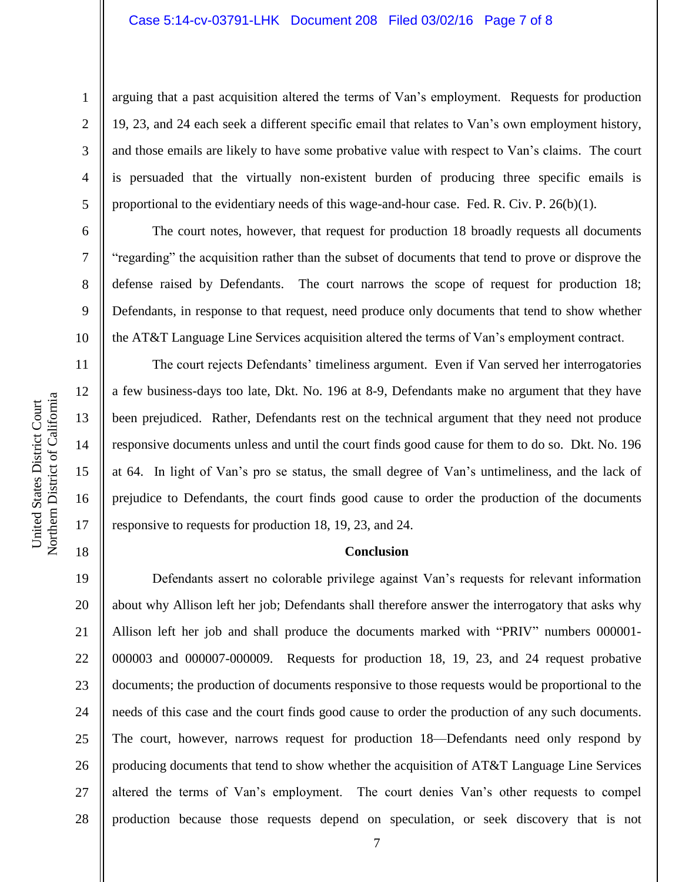arguing that a past acquisition altered the terms of Van's employment. Requests for production 19, 23, and 24 each seek a different specific email that relates to Van's own employment history, and those emails are likely to have some probative value with respect to Van's claims. The court is persuaded that the virtually non-existent burden of producing three specific emails is proportional to the evidentiary needs of this wage-and-hour case. Fed. R. Civ. P. 26(b)(1).

The court notes, however, that request for production 18 broadly requests all documents "regarding" the acquisition rather than the subset of documents that tend to prove or disprove the defense raised by Defendants. The court narrows the scope of request for production 18; Defendants, in response to that request, need produce only documents that tend to show whether the AT&T Language Line Services acquisition altered the terms of Van's employment contract.

The court rejects Defendants' timeliness argument. Even if Van served her interrogatories a few business-days too late, Dkt. No. 196 at 8-9, Defendants make no argument that they have been prejudiced. Rather, Defendants rest on the technical argument that they need not produce responsive documents unless and until the court finds good cause for them to do so. Dkt. No. 196 at 64. In light of Van's pro se status, the small degree of Van's untimeliness, and the lack of prejudice to Defendants, the court finds good cause to order the production of the documents responsive to requests for production 18, 19, 23, and 24.

**Conclusion**

Defendants assert no colorable privilege against Van's requests for relevant information about why Allison left her job; Defendants shall therefore answer the interrogatory that asks why Allison left her job and shall produce the documents marked with "PRIV" numbers 000001-000003 and 000007-000009. Requests for production 18, 19, 23, and 24 request probative documents; the production of documents responsive to those requests would be proportional to the needs of this case and the court finds good cause to order the production of any such documents. The court, however, narrows request for production 18—Defendants need only respond by producing documents that tend to show whether the acquisition of AT&T Language Line Services altered the terms of Van's employment. The court denies Van's other requests to compel production because those requests depend on speculation, or seek discovery that is not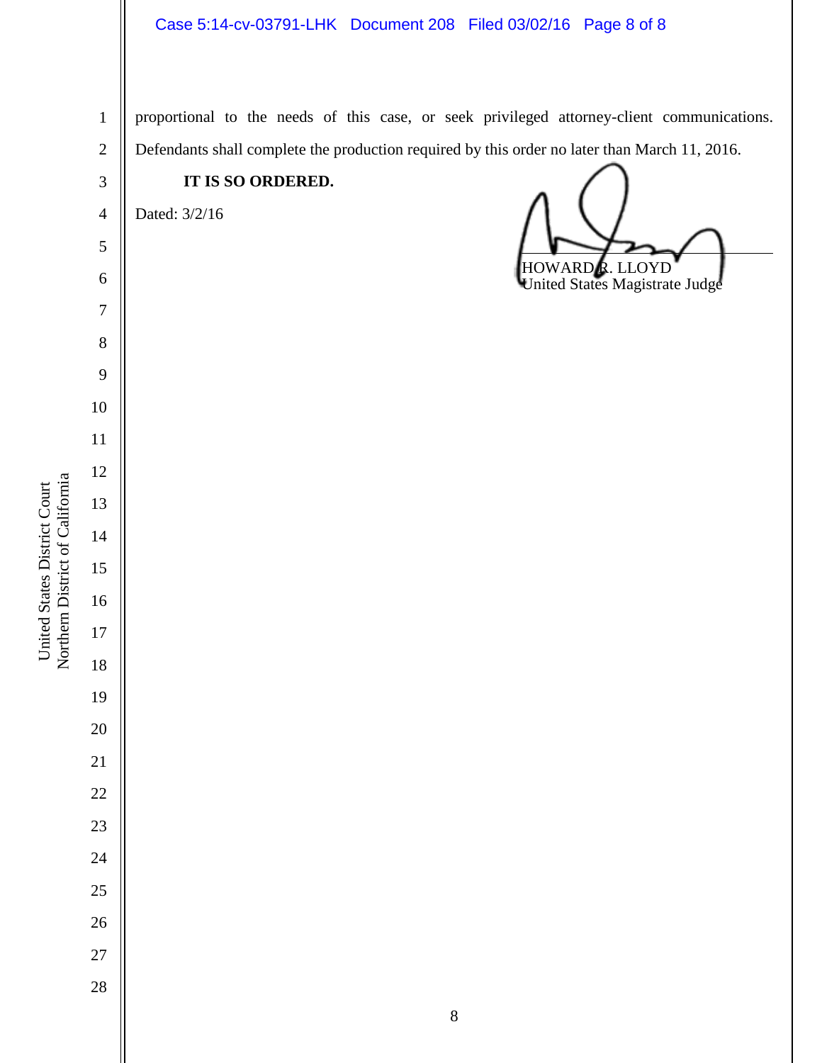proportional to the needs of this case, or seek privileged attorney-client communications. Defendants shall complete the production required by this order no later than March 11, 2016.

**IT IS SO ORDERED.**

Dated: 3/2/16

HOWARD R. LLOYD
United States Magistrate Judge